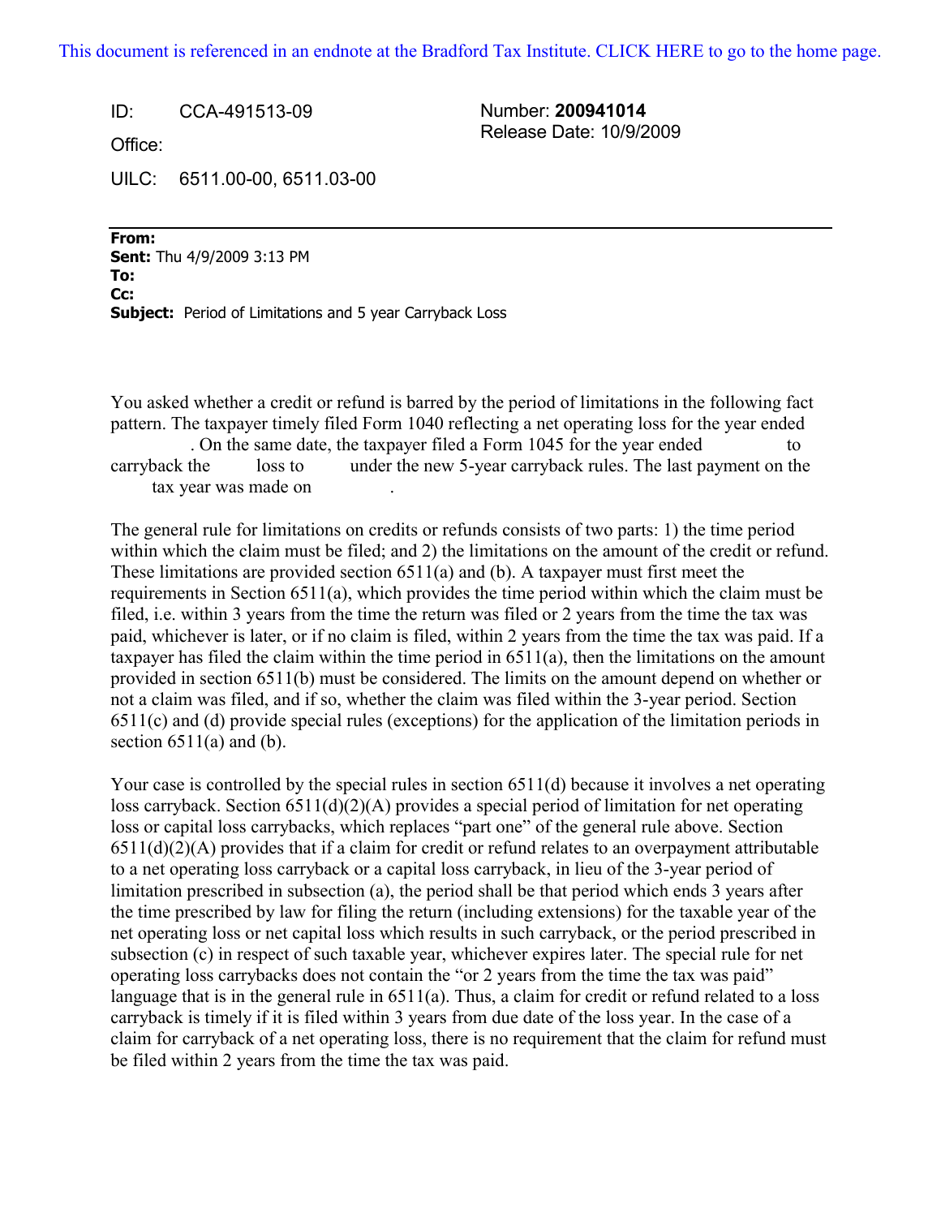This document is referenced in an endnote at the Bradford Tax Institute. CLICK HERE to go to the home page.

ID: CCA-491513-09

Office:

UILC: 6511.00-00, 6511.03-00

Number: **200941014**
Release Date: 10/9/2009

---

**From:**
**Sent:** Thu 4/9/2009 3:13 PM
**To:**
**Cc:**
**Subject:** Period of Limitations and 5 year Carryback Loss

You asked whether a credit or refund is barred by the period of limitations in the following fact pattern. The taxpayer timely filed Form 1040 reflecting a net operating loss for the year ended . On the same date, the taxpayer filed a Form 1045 for the year ended to carryback the loss to under the new 5-year carryback rules. The last payment on the tax year was made on .

The general rule for limitations on credits or refunds consists of two parts: 1) the time period within which the claim must be filed; and 2) the limitations on the amount of the credit or refund. These limitations are provided section 6511(a) and (b). A taxpayer must first meet the requirements in Section 6511(a), which provides the time period within which the claim must be filed, i.e. within 3 years from the time the return was filed or 2 years from the time the tax was paid, whichever is later, or if no claim is filed, within 2 years from the time the tax was paid. If a taxpayer has filed the claim within the time period in 6511(a), then the limitations on the amount provided in section 6511(b) must be considered. The limits on the amount depend on whether or not a claim was filed, and if so, whether the claim was filed within the 3-year period. Section 6511(c) and (d) provide special rules (exceptions) for the application of the limitation periods in section 6511(a) and (b).

Your case is controlled by the special rules in section 6511(d) because it involves a net operating loss carryback. Section 6511(d)(2)(A) provides a special period of limitation for net operating loss or capital loss carrybacks, which replaces "part one" of the general rule above. Section 6511(d)(2)(A) provides that if a claim for credit or refund relates to an overpayment attributable to a net operating loss carryback or a capital loss carryback, in lieu of the 3-year period of limitation prescribed in subsection (a), the period shall be that period which ends 3 years after the time prescribed by law for filing the return (including extensions) for the taxable year of the net operating loss or net capital loss which results in such carryback, or the period prescribed in subsection (c) in respect of such taxable year, whichever expires later. The special rule for net operating loss carrybacks does not contain the "or 2 years from the time the tax was paid" language that is in the general rule in 6511(a). Thus, a claim for credit or refund related to a loss carryback is timely if it is filed within 3 years from due date of the loss year. In the case of a claim for carryback of a net operating loss, there is no requirement that the claim for refund must be filed within 2 years from the time the tax was paid.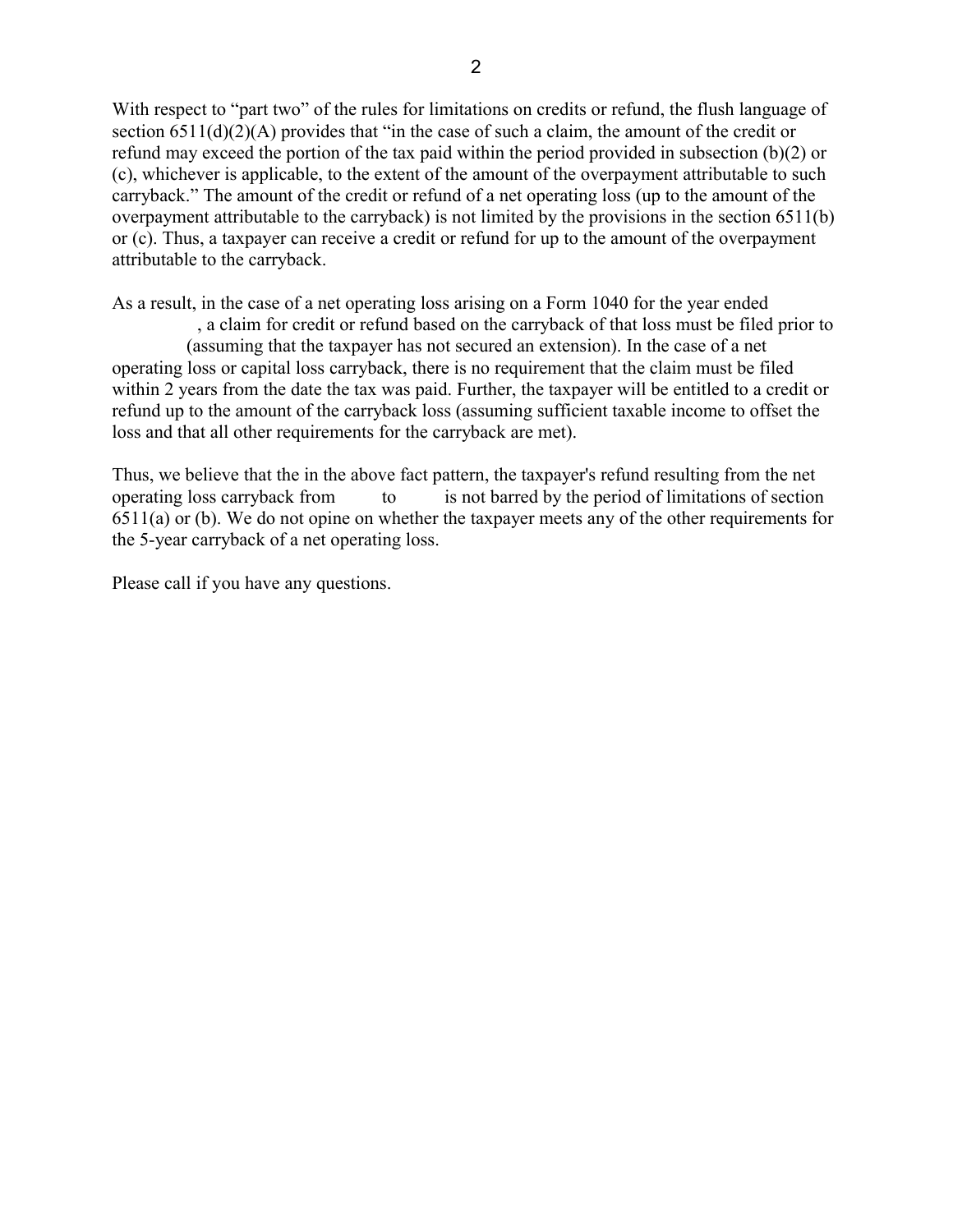With respect to "part two" of the rules for limitations on credits or refund, the flush language of section 6511(d)(2)(A) provides that "in the case of such a claim, the amount of the credit or refund may exceed the portion of the tax paid within the period provided in subsection (b)(2) or (c), whichever is applicable, to the extent of the amount of the overpayment attributable to such carryback." The amount of the credit or refund of a net operating loss (up to the amount of the overpayment attributable to the carryback) is not limited by the provisions in the section 6511(b) or (c). Thus, a taxpayer can receive a credit or refund for up to the amount of the overpayment attributable to the carryback.

As a result, in the case of a net operating loss arising on a Form 1040 for the year ended , a claim for credit or refund based on the carryback of that loss must be filed prior to (assuming that the taxpayer has not secured an extension). In the case of a net operating loss or capital loss carryback, there is no requirement that the claim must be filed within 2 years from the date the tax was paid. Further, the taxpayer will be entitled to a credit or refund up to the amount of the carryback loss (assuming sufficient taxable income to offset the loss and that all other requirements for the carryback are met).

Thus, we believe that the in the above fact pattern, the taxpayer's refund resulting from the net operating loss carryback from to is not barred by the period of limitations of section 6511(a) or (b). We do not opine on whether the taxpayer meets any of the other requirements for the 5-year carryback of a net operating loss.

Please call if you have any questions.